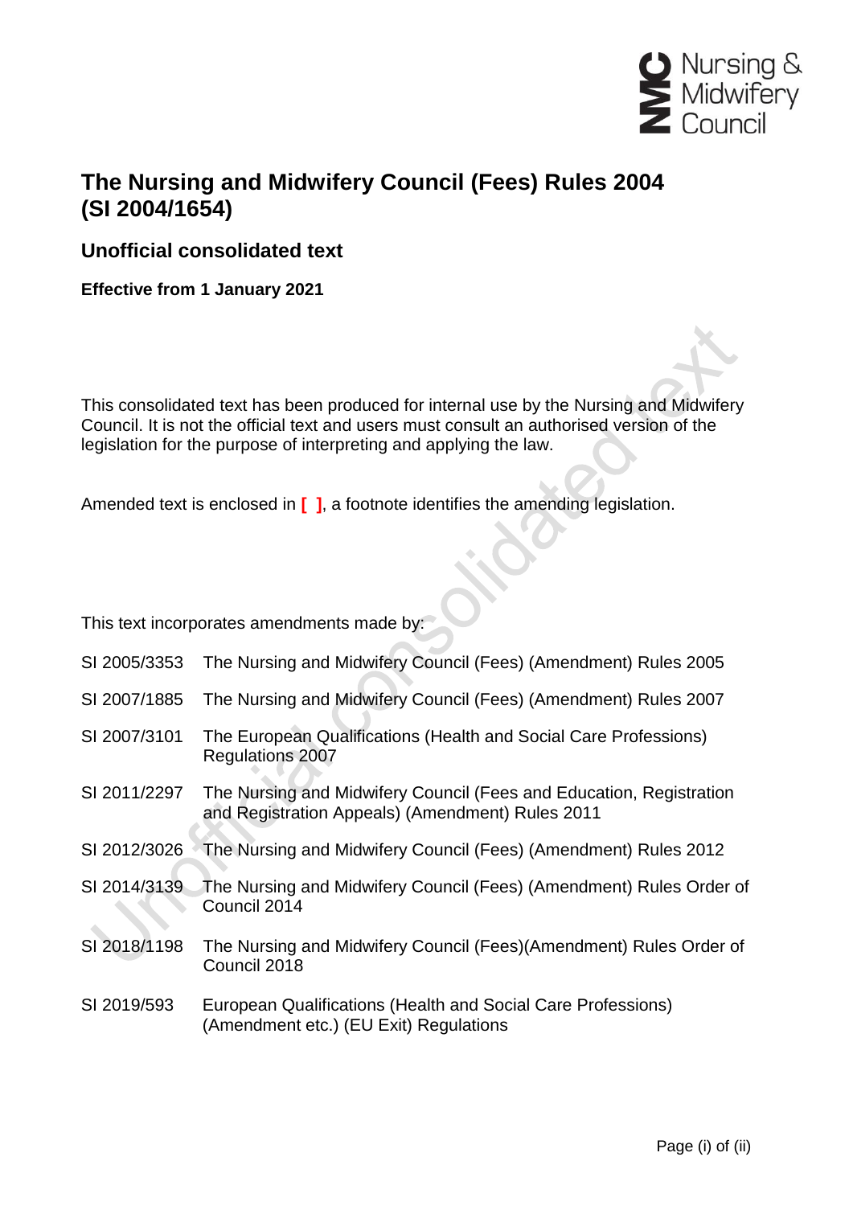# The Nursing and Midwifery Council (Fees) Rules 2004 (SI 2004/1654)

## Unofficial consolidated text

**Effective from 1 January 2021**

This consolidated text has been produced for internal use by the Nursing and Midwifery Council. It is not the official text and users must consult an authorised version of the legislation for the purpose of interpreting and applying the law.

Amended text is enclosed in **[ ]**, a footnote identifies the amending legislation.

This text incorporates amendments made by:

| | |
|---|---|
| SI 2005/3353 | The Nursing and Midwifery Council (Fees) (Amendment) Rules 2005 |
| SI 2007/1885 | The Nursing and Midwifery Council (Fees) (Amendment) Rules 2007 |
| SI 2007/3101 | The European Qualifications (Health and Social Care Professions) Regulations 2007 |
| SI 2011/2297 | The Nursing and Midwifery Council (Fees and Education, Registration and Registration Appeals) (Amendment) Rules 2011 |
| SI 2012/3026 | The Nursing and Midwifery Council (Fees) (Amendment) Rules 2012 |
| SI 2014/3139 | The Nursing and Midwifery Council (Fees) (Amendment) Rules Order of Council 2014 |
| SI 2018/1198 | The Nursing and Midwifery Council (Fees)(Amendment) Rules Order of Council 2018 |
| SI 2019/593 | European Qualifications (Health and Social Care Professions) (Amendment etc.) (EU Exit) Regulations |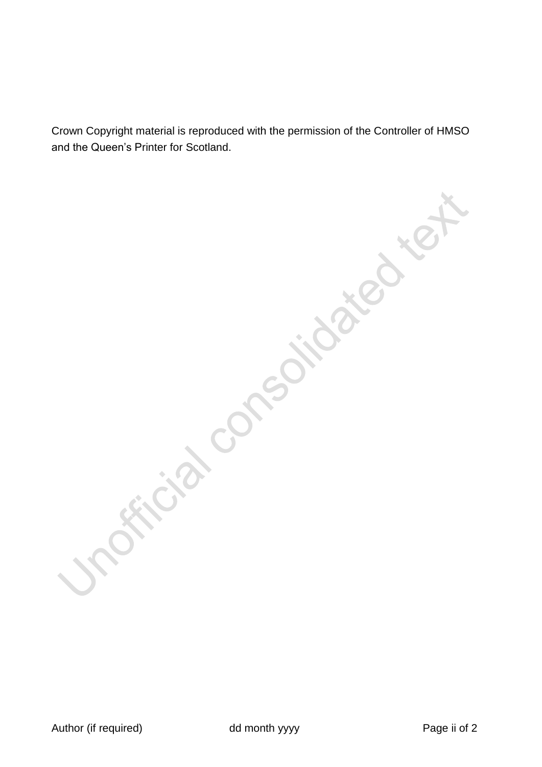Crown Copyright material is reproduced with the permission of the Controller of HMSO and the Queen's Printer for Scotland.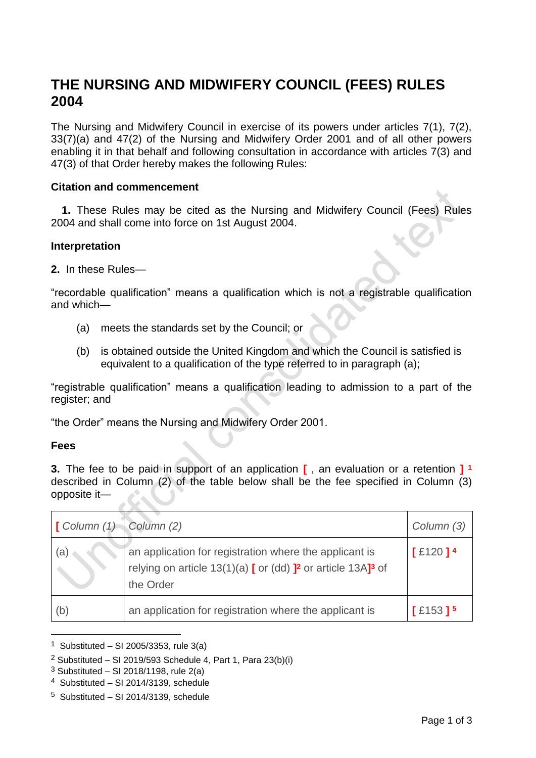# THE NURSING AND MIDWIFERY COUNCIL (FEES) RULES 2004

The Nursing and Midwifery Council in exercise of its powers under articles 7(1), 7(2), 33(7)(a) and 47(2) of the Nursing and Midwifery Order 2001 and of all other powers enabling it in that behalf and following consultation in accordance with articles 7(3) and 47(3) of that Order hereby makes the following Rules:

### Citation and commencement

**1.** These Rules may be cited as the Nursing and Midwifery Council (Fees) Rules 2004 and shall come into force on 1st August 2004.

### Interpretation

**2.** In these Rules—

"recordable qualification" means a qualification which is not a registrable qualification and which—

(a) meets the standards set by the Council; or

(b) is obtained outside the United Kingdom and which the Council is satisfied is equivalent to a qualification of the type referred to in paragraph (a);

"registrable qualification" means a qualification leading to admission to a part of the register; and

"the Order" means the Nursing and Midwifery Order 2001.

### Fees

**3.** The fee to be paid in support of an application [ , an evaluation or a retention ] [1] described in Column (2) of the table below shall be the fee specified in Column (3) opposite it—

| [ *Column (1)* | *Column (2)* | *Column (3)* |
|---|---|---|
| (a) | an application for registration where the applicant is relying on article 13(1)(a) [ or (dd) ][2] or article 13A][3] of the Order | [ £120 ] [4] |
| (b) | an application for registration where the applicant is | [ £153 ] [5] |

[1] Substituted – SI 2005/3353, rule 3(a)

[2] Substituted – SI 2019/593 Schedule 4, Part 1, Para 23(b)(i)

[3] Substituted – SI 2018/1198, rule 2(a)

[4] Substituted – SI 2014/3139, schedule

[5] Substituted – SI 2014/3139, schedule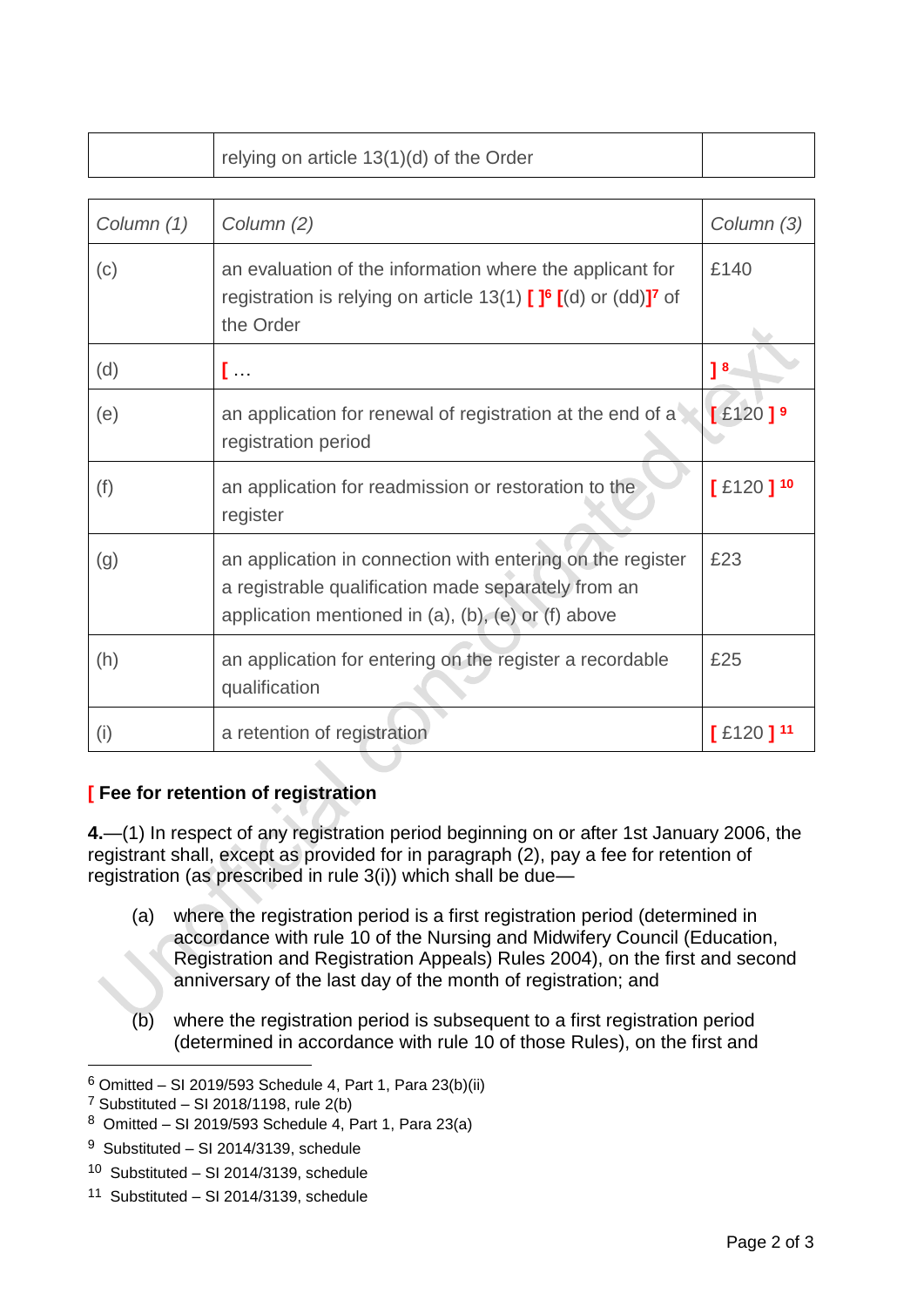| | relying on article 13(1)(d) of the Order | |
|---|---|---|

| Column (1) | Column (2) | Column (3) |
|---|---|---|
| (c) | an evaluation of the information where the applicant for registration is relying on article 13(1) [ ][6] [(d) or (dd)][7] of the Order | £140 |
| (d) | [ … | ] [8] |
| (e) | an application for renewal of registration at the end of a registration period | [ £120 ] [9] |
| (f) | an application for readmission or restoration to the register | [ £120 ] [10] |
| (g) | an application in connection with entering on the register a registrable qualification made separately from an application mentioned in (a), (b), (e) or (f) above | £23 |
| (h) | an application for entering on the register a recordable qualification | £25 |
| (i) | a retention of registration | [ £120 ] [11] |

### [ Fee for retention of registration

**4.**—(1) In respect of any registration period beginning on or after 1st January 2006, the registrant shall, except as provided for in paragraph (2), pay a fee for retention of registration (as prescribed in rule 3(i)) which shall be due—

(a) where the registration period is a first registration period (determined in accordance with rule 10 of the Nursing and Midwifery Council (Education, Registration and Registration Appeals) Rules 2004), on the first and second anniversary of the last day of the month of registration; and

(b) where the registration period is subsequent to a first registration period (determined in accordance with rule 10 of those Rules), on the first and

---

[6] Omitted – SI 2019/593 Schedule 4, Part 1, Para 23(b)(ii)

[7] Substituted – SI 2018/1198, rule 2(b)

[8] Omitted – SI 2019/593 Schedule 4, Part 1, Para 23(a)

[9] Substituted – SI 2014/3139, schedule

[10] Substituted – SI 2014/3139, schedule

[11] Substituted – SI 2014/3139, schedule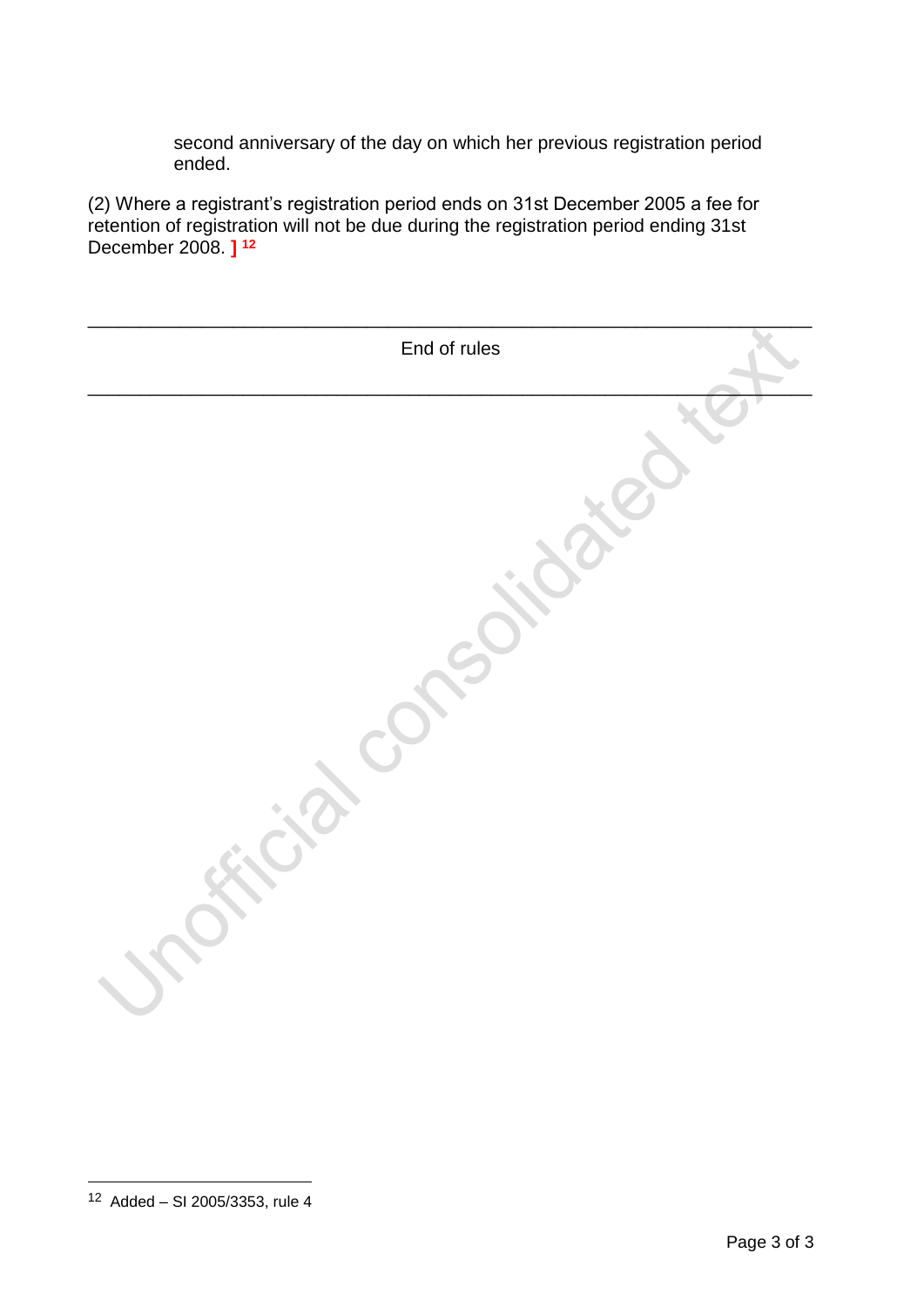second anniversary of the day on which her previous registration period ended.

(2) Where a registrant's registration period ends on 31st December 2005 a fee for retention of registration will not be due during the registration period ending 31st December 2008. **]** [12]

---

End of rules

---

[12] Added – SI 2005/3353, rule 4